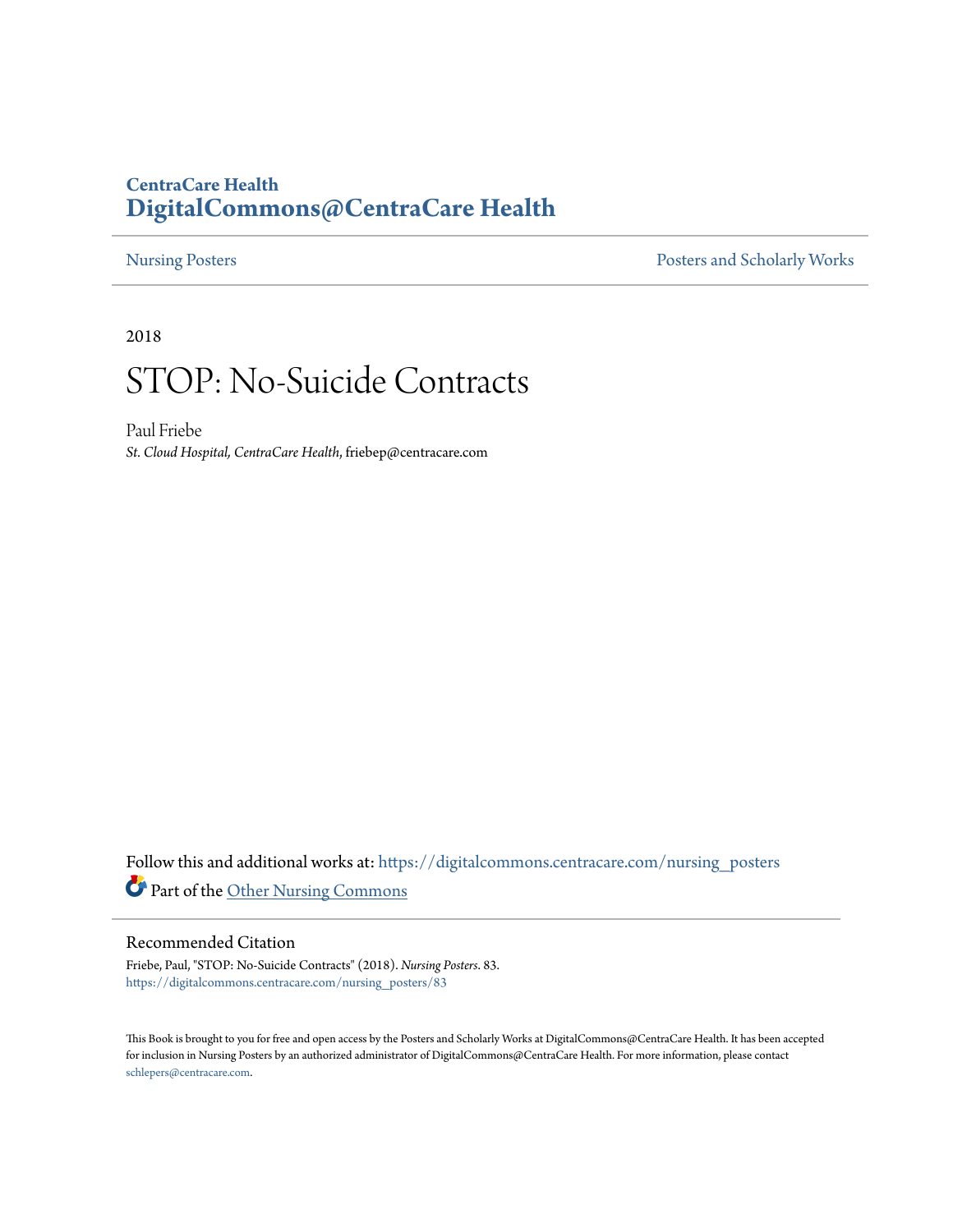CentraCare Health

**DigitalCommons@CentraCare Health**

Nursing Posters | Posters and Scholarly Works

2018

# STOP: No-Suicide Contracts

Paul Friebe

*St. Cloud Hospital, CentraCare Health*, friebep@centracare.com

Follow this and additional works at: https://digitalcommons.centracare.com/nursing_posters

Part of the Other Nursing Commons

## Recommended Citation

Friebe, Paul, "STOP: No-Suicide Contracts" (2018). *Nursing Posters*. 83.
https://digitalcommons.centracare.com/nursing_posters/83

This Book is brought to you for free and open access by the Posters and Scholarly Works at DigitalCommons@CentraCare Health. It has been accepted for inclusion in Nursing Posters by an authorized administrator of DigitalCommons@CentraCare Health. For more information, please contact schlepers@centracare.com.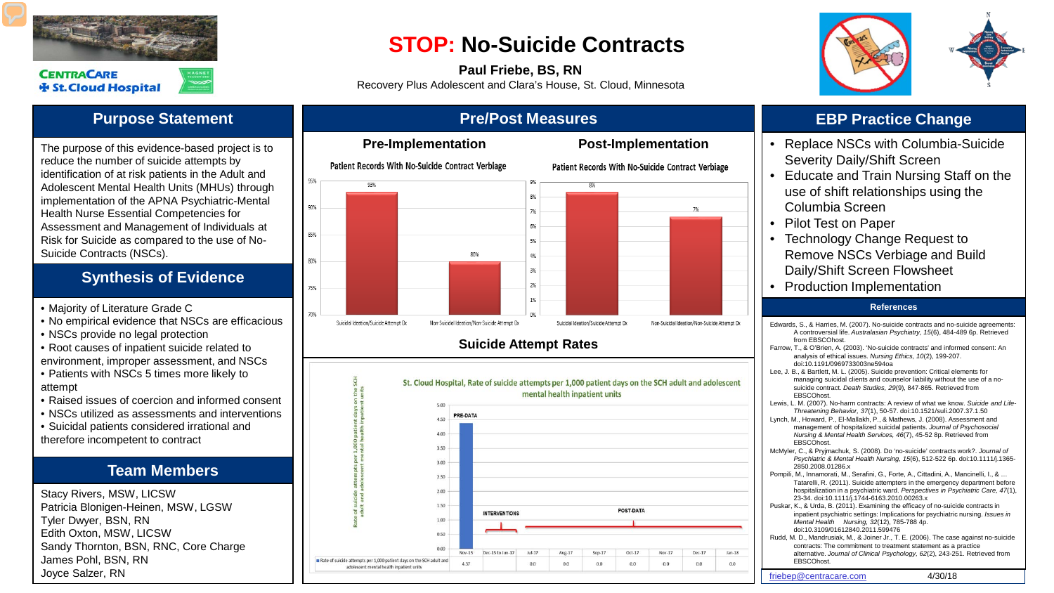# STOP: No-Suicide Contracts

**Paul Friebe, BS, RN**

Recovery Plus Adolescent and Clara's House, St. Cloud, Minnesota

CentraCare St. Cloud Hospital

## Purpose Statement

The purpose of this evidence-based project is to reduce the number of suicide attempts by identification of at risk patients in the Adult and Adolescent Mental Health Units (MHUs) through implementation of the APNA Psychiatric-Mental Health Nurse Essential Competencies for Assessment and Management of Individuals at Risk for Suicide as compared to the use of No-Suicide Contracts (NSCs).

## Synthesis of Evidence

- Majority of Literature Grade C
- No empirical evidence that NSCs are efficacious
- NSCs provide no legal protection
- Root causes of inpatient suicide related to environment, improper assessment, and NSCs
- Patients with NSCs 5 times more likely to attempt
- Raised issues of coercion and informed consent
- NSCs utilized as assessments and interventions
- Suicidal patients considered irrational and therefore incompetent to contract

## Team Members

Stacy Rivers, MSW, LICSW
Patricia Blonigen-Heinen, MSW, LGSW
Tyler Dwyer, BSN, RN
Edith Oxton, MSW, LICSW
Sandy Thornton, BSN, RNC, Core Charge
James Pohl, BSN, RN
Joyce Salzer, RN

## Pre/Post Measures

### Pre-Implementation

Patient Records With No-Suicide Contract Verbiage

95%
90%
85%
80%
75%
70%

93%
80%

Suicidal Ideation/Suicide Attempt Dx
Non-Suicidal Ideation/Non-Suicide Attempt Dx

### Post-Implementation

Patient Records With No-Suicide Contract Verbiage

9%
8%
7%
6%
5%
4%
3%
2%
1%
0%

8%
7%

Suicidal Ideation/Suicide Attempt Dx
Non-Suicidal Ideation/Non-Suicide Attempt Dx

### Suicide Attempt Rates

St. Cloud Hospital, Rate of suicide attempts per 1,000 patient days on the SCH adult and adolescent mental health inpatient units

Rate of suicide attempts per 1,000 patient days on the SCH adult and adolescent mental health inpatient units

5.00
4.50
4.00
3.50
3.00
2.50
2.00
1.50
1.00
0.50
0.00

PRE-DATA
INTERVENTIONS
POST-DATA

Rate of suicide attempts per 1,000 patient days on the SCH adult and adolescent mental health inpatient units

Nov-15: 4.37
Dec-15 to Jun-17
Jul-17: 0.0
Aug-17: 0.0
Sep-17: 0.0
Oct-17: 0.0
Nov-17: 0.0
Dec-17: 0.0
Jan-18: 0.0

## EBP Practice Change

- Replace NSCs with Columbia-Suicide Severity Daily/Shift Screen
- Educate and Train Nursing Staff on the use of shift relationships using the Columbia Screen
- Pilot Test on Paper
- Technology Change Request to Remove NSCs Verbiage and Build Daily/Shift Screen Flowsheet
- Production Implementation

### References

Edwards, S., & Harries, M. (2007). No-suicide contracts and no-suicide agreements: A controversial life. *Australasian Psychiatry, 15*(6), 484-489 6p. Retrieved from EBSCOhost.

Farrow, T., & O'Brien, A. (2003). 'No-suicide contracts' and informed consent: An analysis of ethical issues. *Nursing Ethics, 10*(2), 199-207. doi:10.1191/0969733003ne594oa

Lee, J. B., & Bartlett, M. L. (2005). Suicide prevention: Critical elements for managing suicidal clients and counselor liability without the use of a no-suicide contract. *Death Studies, 29*(9), 847-865. Retrieved from EBSCOhost.

Lewis, L. M. (2007). No-harm contracts: A review of what we know. *Suicide and Life-Threatening Behavior, 37*(1), 50-57. doi:10.1521/suli.2007.37.1.50

Lynch, M., Howard, P., El-Mallakh, P., & Mathews, J. (2008). Assessment and management of hospitalized suicidal patients. *Journal of Psychosocial Nursing & Mental Health Services, 46*(7), 45-52 8p. Retrieved from EBSCOhost.

McMyler, C., & Pryjmachuk, S. (2008). Do 'no-suicide' contracts work?. *Journal of Psychiatric & Mental Health Nursing, 15*(6), 512-522 6p. doi:10.1111/j.1365-2850.2008.01286.x

Pompili, M., Innamorati, M., Serafini, G., Forte, A., Cittadini, A., Mancinelli, I., & ... Tatarelli, R. (2011). Suicide attempters in the emergency department before hospitalization in a psychiatric ward. *Perspectives in Psychiatric Care, 47*(1), 23-34. doi:10.1111/j.1744-6163.2010.00263.x

Puskar, K., & Urda, B. (2011). Examining the efficacy of no-suicide contracts in inpatient psychiatric settings: Implications for psychiatric nursing. *Issues in Mental Health Nursing, 32*(12), 785-788 4p. doi:10.3109/01612840.2011.599476

Rudd, M. D., Mandrusiak, M., & Joiner Jr., T. E. (2006). The case against no-suicide contracts: The commitment to treatment statement as a practice alternative. *Journal of Clinical Psychology, 62*(2), 243-251. Retrieved from EBSCOhost.

friebep@centracare.com 4/30/18